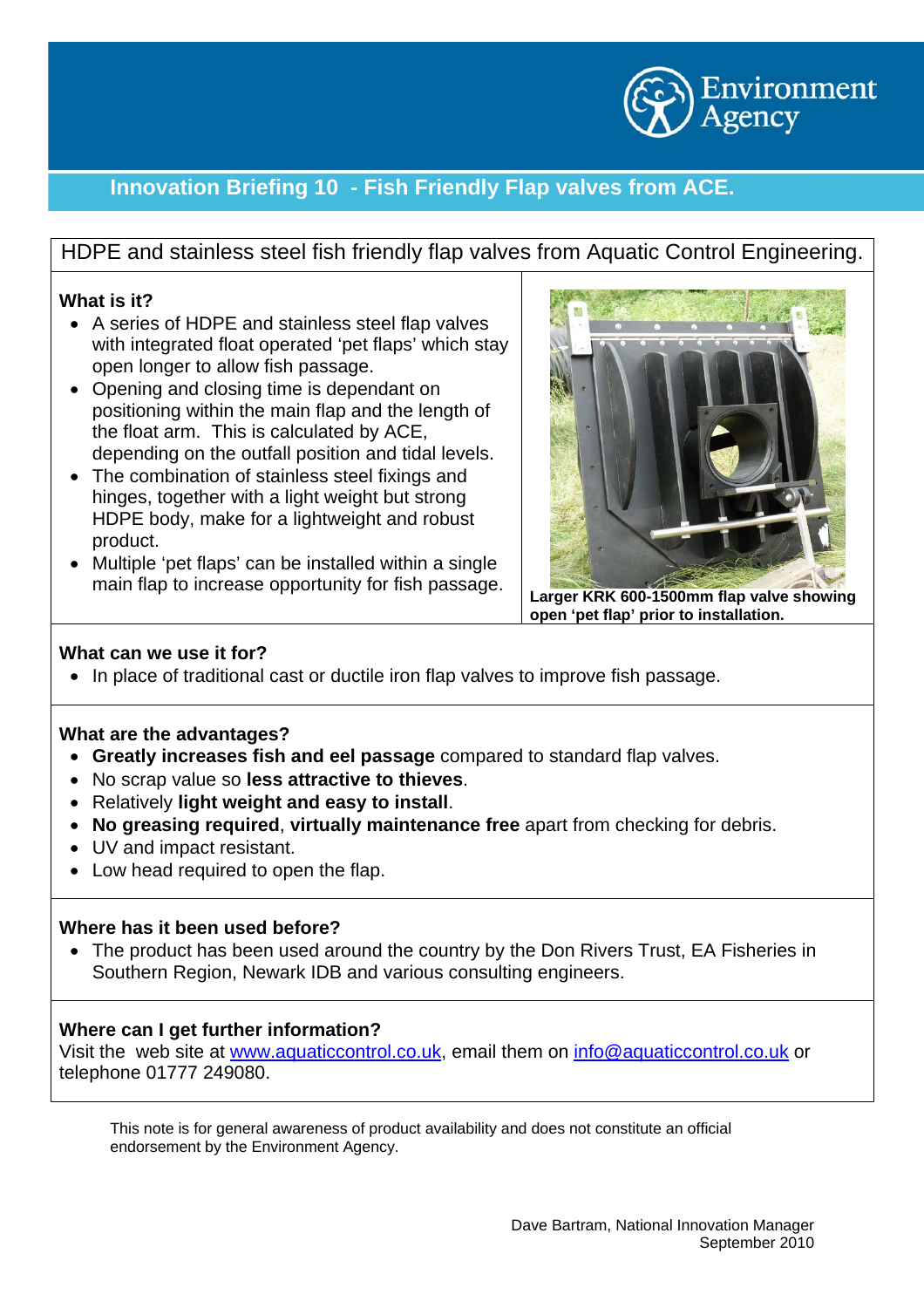# Innovation Briefing 10 - Fish Friendly Flap valves from ACE.

## HDPE and stainless steel fish friendly flap valves from Aquatic Control Engineering.

### What is it?

- A series of HDPE and stainless steel flap valves with integrated float operated 'pet flaps' which stay open longer to allow fish passage.
- Opening and closing time is dependant on positioning within the main flap and the length of the float arm. This is calculated by ACE, depending on the outfall position and tidal levels.
- The combination of stainless steel fixings and hinges, together with a light weight but strong HDPE body, make for a lightweight and robust product.
- Multiple 'pet flaps' can be installed within a single main flap to increase opportunity for fish passage.

**Larger KRK 600-1500mm flap valve showing open 'pet flap' prior to installation.**

### What can we use it for?

- In place of traditional cast or ductile iron flap valves to improve fish passage.

### What are the advantages?

- **Greatly increases fish and eel passage** compared to standard flap valves.
- No scrap value so **less attractive to thieves**.
- Relatively **light weight and easy to install**.
- **No greasing required**, **virtually maintenance free** apart from checking for debris.
- UV and impact resistant.
- Low head required to open the flap.

### Where has it been used before?

- The product has been used around the country by the Don Rivers Trust, EA Fisheries in Southern Region, Newark IDB and various consulting engineers.

### Where can I get further information?

Visit the web site at www.aquaticcontrol.co.uk, email them on info@aquaticcontrol.co.uk or telephone 01777 249080.

This note is for general awareness of product availability and does not constitute an official endorsement by the Environment Agency.

Dave Bartram, National Innovation Manager
September 2010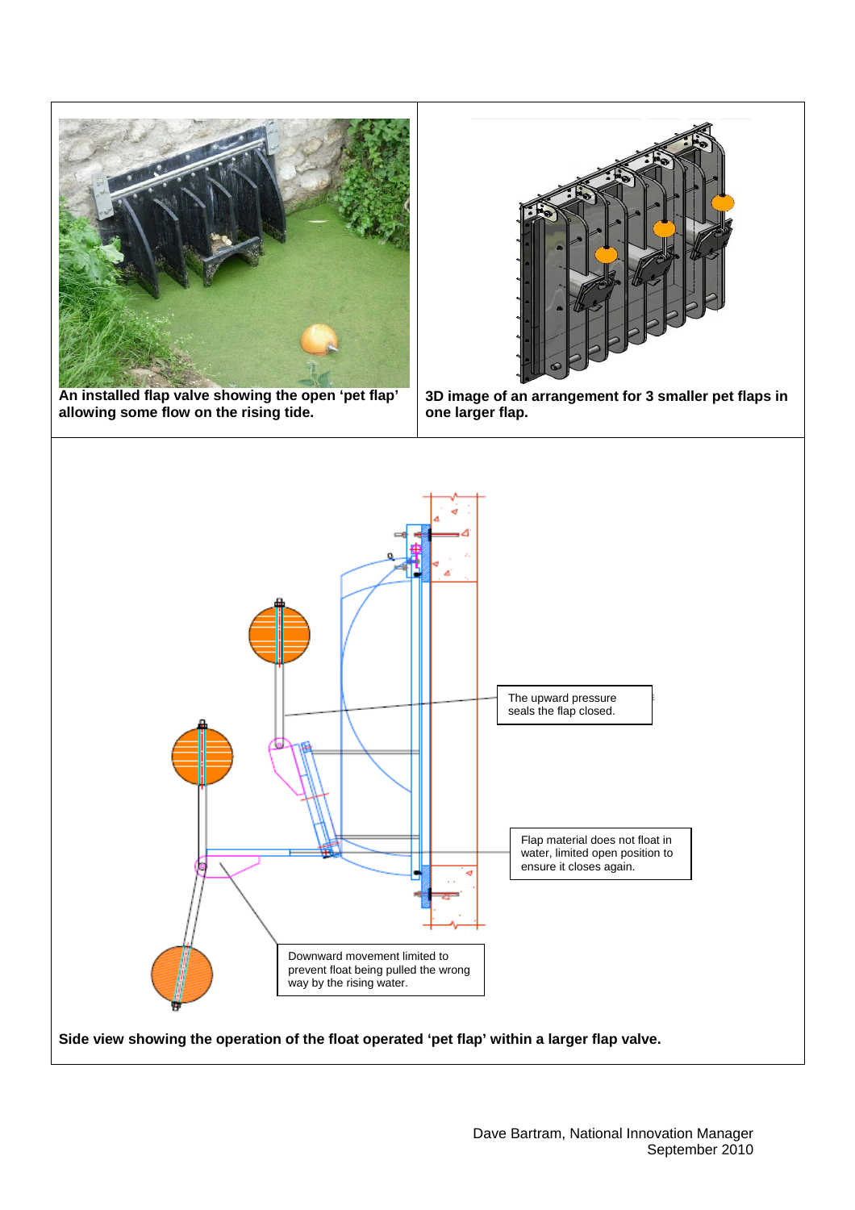**An installed flap valve showing the open 'pet flap' allowing some flow on the rising tide.**

**3D image of an arrangement for 3 smaller pet flaps in one larger flap.**

The upward pressure seals the flap closed.

Flap material does not float in water, limited open position to ensure it closes again.

Downward movement limited to prevent float being pulled the wrong way by the rising water.

**Side view showing the operation of the float operated 'pet flap' within a larger flap valve.**

Dave Bartram, National Innovation Manager
September 2010